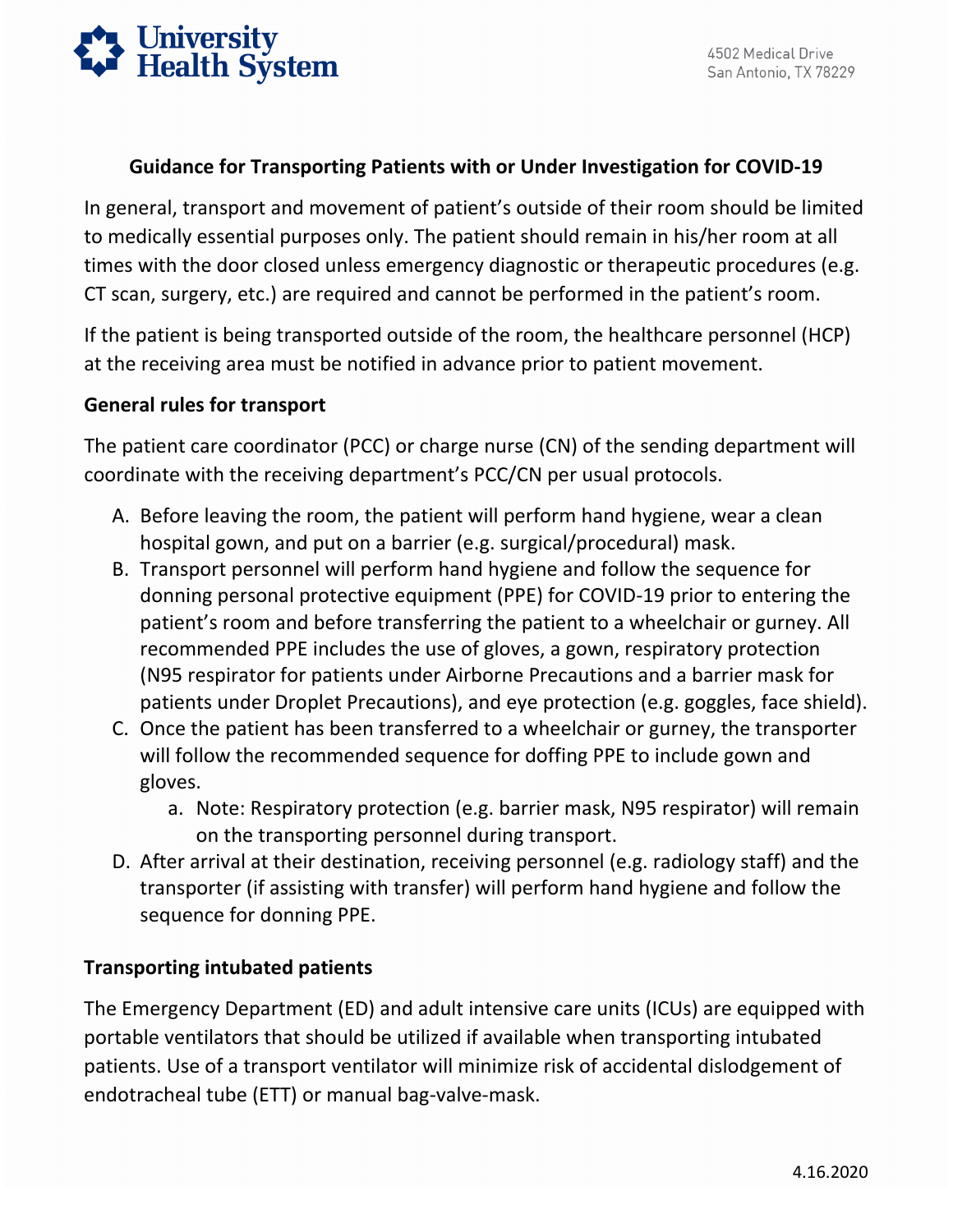University Health System

4502 Medical Drive
San Antonio, TX 78229

## Guidance for Transporting Patients with or Under Investigation for COVID-19

In general, transport and movement of patient's outside of their room should be limited to medically essential purposes only. The patient should remain in his/her room at all times with the door closed unless emergency diagnostic or therapeutic procedures (e.g. CT scan, surgery, etc.) are required and cannot be performed in the patient's room.

If the patient is being transported outside of the room, the healthcare personnel (HCP) at the receiving area must be notified in advance prior to patient movement.

### General rules for transport

The patient care coordinator (PCC) or charge nurse (CN) of the sending department will coordinate with the receiving department's PCC/CN per usual protocols.

A. Before leaving the room, the patient will perform hand hygiene, wear a clean hospital gown, and put on a barrier (e.g. surgical/procedural) mask.

B. Transport personnel will perform hand hygiene and follow the sequence for donning personal protective equipment (PPE) for COVID-19 prior to entering the patient's room and before transferring the patient to a wheelchair or gurney. All recommended PPE includes the use of gloves, a gown, respiratory protection (N95 respirator for patients under Airborne Precautions and a barrier mask for patients under Droplet Precautions), and eye protection (e.g. goggles, face shield).

C. Once the patient has been transferred to a wheelchair or gurney, the transporter will follow the recommended sequence for doffing PPE to include gown and gloves.
   a. Note: Respiratory protection (e.g. barrier mask, N95 respirator) will remain on the transporting personnel during transport.

D. After arrival at their destination, receiving personnel (e.g. radiology staff) and the transporter (if assisting with transfer) will perform hand hygiene and follow the sequence for donning PPE.

### Transporting intubated patients

The Emergency Department (ED) and adult intensive care units (ICUs) are equipped with portable ventilators that should be utilized if available when transporting intubated patients. Use of a transport ventilator will minimize risk of accidental dislodgement of endotracheal tube (ETT) or manual bag-valve-mask.

4.16.2020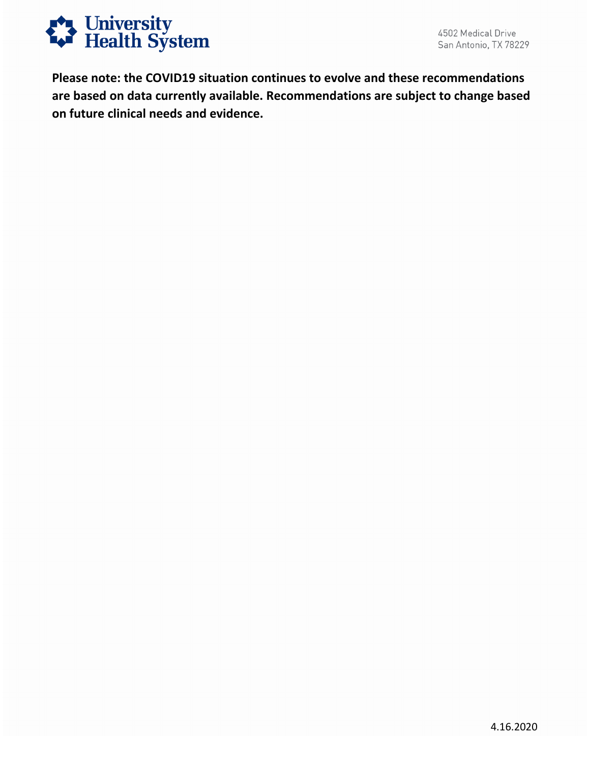**Please note: the COVID19 situation continues to evolve and these recommendations are based on data currently available. Recommendations are subject to change based on future clinical needs and evidence.**